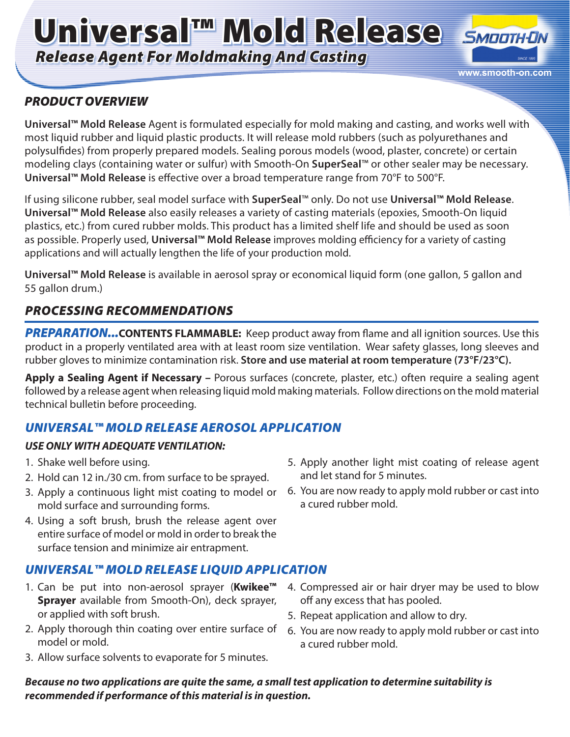# Universal™ Mold Release

## *Release Agent For Moldmaking And Casting*

www.smooth-on.com

## *PRODUCT OVERVIEW*

**Universal™ Mold Release** Agent is formulated especially for mold making and casting, and works well with most liquid rubber and liquid plastic products. It will release mold rubbers (such as polyurethanes and polysulfides) from properly prepared models. Sealing porous models (wood, plaster, concrete) or certain modeling clays (containing water or sulfur) with Smooth-On **SuperSeal**™ or other sealer may be necessary. **Universal™ Mold Release** is effective over a broad temperature range from 70°F to 500°F.

If using silicone rubber, seal model surface with **SuperSeal**™ only. Do not use **Universal™ Mold Release**. **Universal™ Mold Release** also easily releases a variety of casting materials (epoxies, Smooth-On liquid plastics, etc.) from cured rubber molds. This product has a limited shelf life and should be used as soon as possible. Properly used, **Universal™ Mold Release** improves molding efficiency for a variety of casting applications and will actually lengthen the life of your production mold.

**Universal™ Mold Release** is available in aerosol spray or economical liquid form (one gallon, 5 gallon and 55 gallon drum.)

## *PROCESSING RECOMMENDATIONS*

***PREPARATION...*** **CONTENTS FLAMMABLE:** Keep product away from flame and all ignition sources. Use this product in a properly ventilated area with at least room size ventilation. Wear safety glasses, long sleeves and rubber gloves to minimize contamination risk. **Store and use material at room temperature (73°F/23°C).**

**Apply a Sealing Agent if Necessary –** Porous surfaces (concrete, plaster, etc.) often require a sealing agent followed by a release agent when releasing liquid mold making materials. Follow directions on the mold material technical bulletin before proceeding.

## *UNIVERSAL™ MOLD RELEASE AEROSOL APPLICATION*

***USE ONLY WITH ADEQUATE VENTILATION:***

1. Shake well before using.
2. Hold can 12 in./30 cm. from surface to be sprayed.
3. Apply a continuous light mist coating to model or mold surface and surrounding forms.
4. Using a soft brush, brush the release agent over entire surface of model or mold in order to break the surface tension and minimize air entrapment.
5. Apply another light mist coating of release agent and let stand for 5 minutes.
6. You are now ready to apply mold rubber or cast into a cured rubber mold.

## *UNIVERSAL™ MOLD RELEASE LIQUID APPLICATION*

1. Can be put into non-aerosol sprayer (**Kwikee™ Sprayer** available from Smooth-On), deck sprayer, or applied with soft brush.
2. Apply thorough thin coating over entire surface of model or mold.
3. Allow surface solvents to evaporate for 5 minutes.
4. Compressed air or hair dryer may be used to blow off any excess that has pooled.
5. Repeat application and allow to dry.
6. You are now ready to apply mold rubber or cast into a cured rubber mold.

***Because no two applications are quite the same, a small test application to determine suitability is recommended if performance of this material is in question.***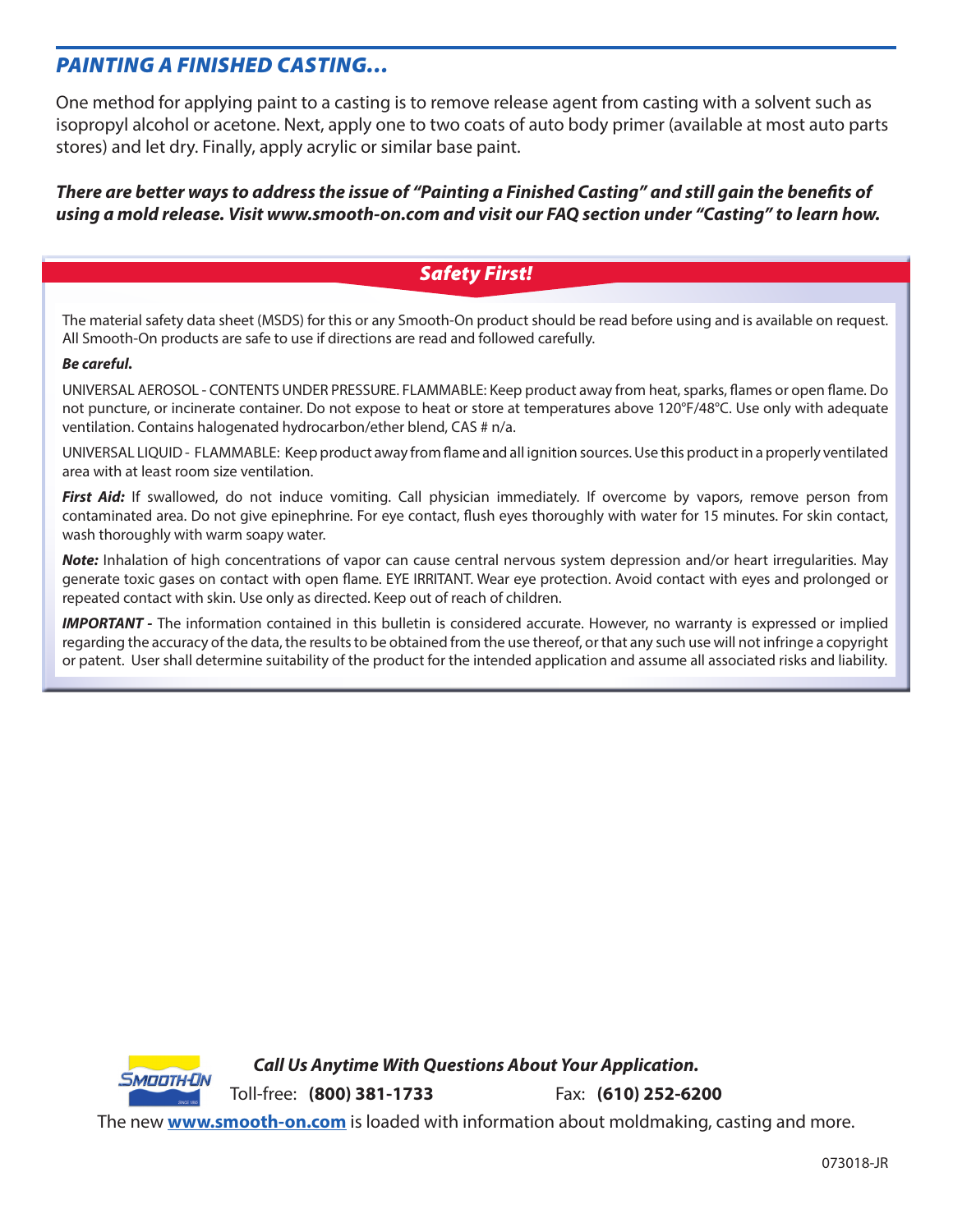## *PAINTING A FINISHED CASTING...*

One method for applying paint to a casting is to remove release agent from casting with a solvent such as isopropyl alcohol or acetone. Next, apply one to two coats of auto body primer (available at most auto parts stores) and let dry. Finally, apply acrylic or similar base paint.

***There are better ways to address the issue of "Painting a Finished Casting" and still gain the benefits of using a mold release. Visit www.smooth-on.com and visit our FAQ section under "Casting" to learn how.***

### *Safety First!*

The material safety data sheet (MSDS) for this or any Smooth-On product should be read before using and is available on request. All Smooth-On products are safe to use if directions are read and followed carefully.

***Be careful.***

UNIVERSAL AEROSOL - CONTENTS UNDER PRESSURE. FLAMMABLE: Keep product away from heat, sparks, flames or open flame. Do not puncture, or incinerate container. Do not expose to heat or store at temperatures above 120°F/48°C. Use only with adequate ventilation. Contains halogenated hydrocarbon/ether blend, CAS # n/a.

UNIVERSAL LIQUID - FLAMMABLE: Keep product away from flame and all ignition sources. Use this product in a properly ventilated area with at least room size ventilation.

***First Aid:*** If swallowed, do not induce vomiting. Call physician immediately. If overcome by vapors, remove person from contaminated area. Do not give epinephrine. For eye contact, flush eyes thoroughly with water for 15 minutes. For skin contact, wash thoroughly with warm soapy water.

***Note:*** Inhalation of high concentrations of vapor can cause central nervous system depression and/or heart irregularities. May generate toxic gases on contact with open flame. EYE IRRITANT. Wear eye protection. Avoid contact with eyes and prolonged or repeated contact with skin. Use only as directed. Keep out of reach of children.

***IMPORTANT -*** The information contained in this bulletin is considered accurate. However, no warranty is expressed or implied regarding the accuracy of the data, the results to be obtained from the use thereof, or that any such use will not infringe a copyright or patent. User shall determine suitability of the product for the intended application and assume all associated risks and liability.

***Call Us Anytime With Questions About Your Application.***

Toll-free: **(800) 381-1733** Fax: **(610) 252-6200**

The new **[www.smooth-on.com](http://www.smooth-on.com)** is loaded with information about moldmaking, casting and more.

073018-JR